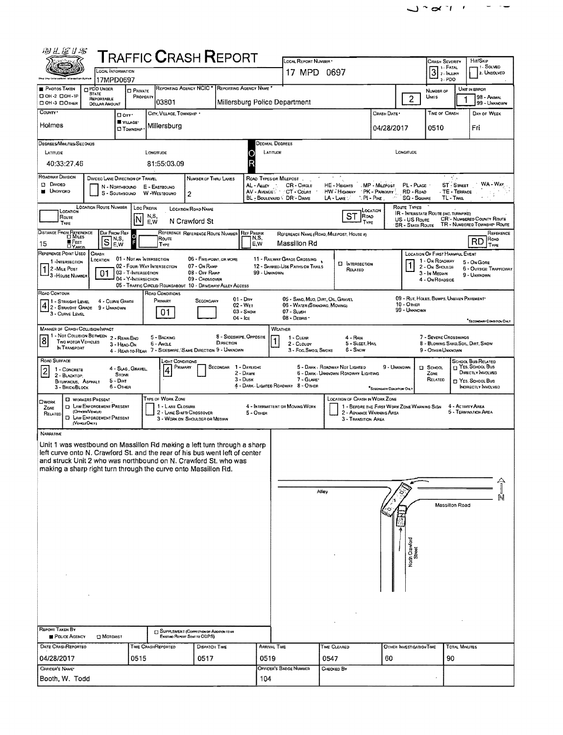# Traffic Crash Report

| Local Information | Local Report Number | Crash Severity | Hit/Skip |
|---|---|---|---|
| 17MPD0697 | 17 MPD 0697 | 3 (1 - Fatal, 2 - Injury, 3 - PDO) | (1 - Solved, 2 - Unsolved) |

| Photos Taken | PDO Under State Reportable Dollar Amount | Private Property | Reporting Agency NCIC | Reporting Agency Name | Number of Units | Unit in Error |
|---|---|---|---|---|---|---|
| OH-2 / OH-1P / OH-3 / Other | | | 03801 | Millersburg Police Department | 2 | 1 (98 - Animal, 99 - Unknown) |

| County | City/Village/Township | Crash Date | Time of Crash | Day of Week |
|---|---|---|---|---|
| Holmes | Village: Millersburg | 04/28/2017 | 0510 | Fri |

**Degrees/Minutes/Seconds**
- Latitude: 40:33:27.46
- Longitude: 81:55:03.09

**Decimal Degrees**
- Latitude:
- Longitude:

**Roadway Division:** Undivided
**Divided Lane Direction of Travel:** N - Northbound, S - Southbound, E - Eastbound, W - Westbound
**Number of Thru Lanes:** 2

**Road Types or Milepost:** AL - Alley, AV - Avenue, BL - Boulevard, CR - Circle, CT - Court, DR - Drive, HE - Heights, HW - Highway, LA - Lane, MP - Milepost, PK - Parkway, PI - Pike, PL - Place, RD - Road, SQ - Square, ST - Street, TE - Terrace, TL - Trail, WA - Way

| Location Route Type | Location Route Number | Loc Prefix | Location Road Name | Location Road Type |
|---|---|---|---|---|
| | | N | N Crawford St | ST |

**Route Types:** IR - Interstate Route (inc. Turnpike), US - US Route, SR - State Route, CR - Numbered County Route, TR - Numbered Township Route

| Distance From Reference | Dir From Ref | Reference Route | Reference Route Number | Ref Prefix | Reference Name (Road, Milepost, House #) | Reference Road Type |
|---|---|---|---|---|---|---|
| 15 (Feet) | S | | | | Massillon Rd | RD |

**Reference Point Used:** 1 - Intersection
**Crash Location:** 01 - Not an Intersection
**Location of First Harmful Event:** 1 - On Roadway

**Road Contour:** 4 - Curve Grade
**Road Conditions:** Primary: 01 - Dry; Secondary:

**Manner of Crash Collision/Impact:** 8 - Sideswipe, Opposite Direction
**Weather:** 1 - Clear

**Road Surface:** 2 - Blacktop, Bituminous, Asphalt
**Light Conditions:** Primary: 4 - Dark - Lighted Roadway; Secondary:

**School Zone / School Bus Related:**

**Work Zone Related:**

## Narrative

Unit 1 was westbound on Massillon Rd making a left turn through a sharp left curve onto N. Crawford St. and the rear of his bus went left of center and struck Unit 2 who was northbound on N. Crawford St. who was making a sharp right turn through the curve onto Massillon Rd.

Diagram labels: Alley, Massillon Road, North Crawford Street, N

| Report Taken By | Supplement |
|---|---|
| Police Agency | |

| Date Crash Reported | Time Crash Reported | Dispatch Time | Arrival Time | Time Cleared | Other Investigation Time | Total Minutes |
|---|---|---|---|---|---|---|
| 04/28/2017 | 0515 | 0517 | 0519 | 0547 | 60 | 90 |

| Officer's Name | Officer's Badge Number | Checked By |
|---|---|---|
| Booth, W. Todd | 104 | |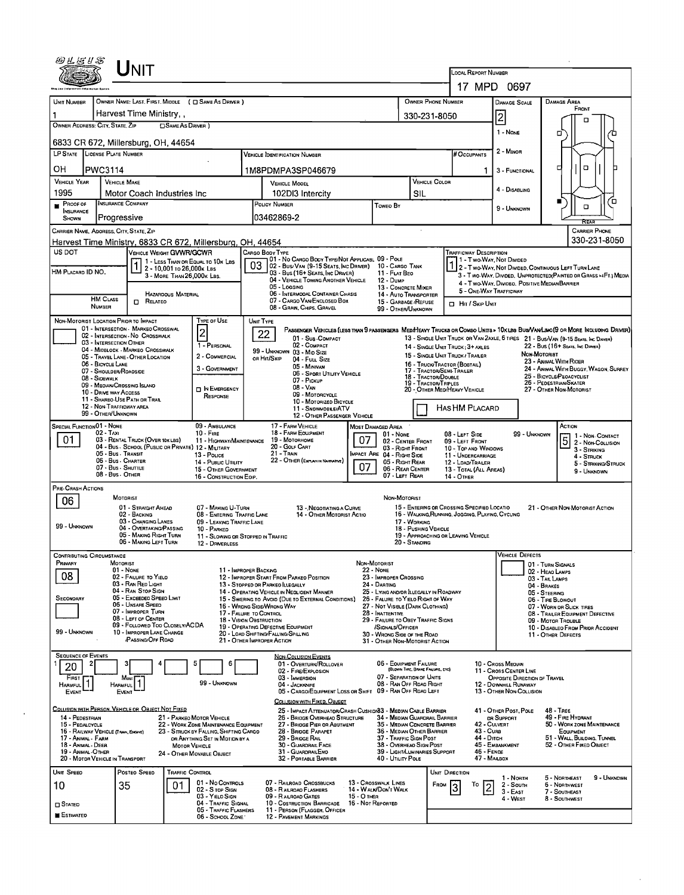# UNIT

**LOCAL REPORT NUMBER:** 17 MPD 0697

| Field | Value |
|---|---|
| UNIT NUMBER | 1 |
| OWNER NAME: LAST, FIRST, MIDDLE ( ☐ SAME AS DRIVER ) | Harvest Time Ministry, , |
| OWNER PHONE NUMBER | 330-231-8050 |
| DAMAGE SCALE | 2 |
| OWNER ADDRESS: CITY, STATE, ZIP ( ☐ SAME AS DRIVER ) | 6833 CR 672, Millersburg, OH, 44654 |
| LP STATE | OH |
| LICENSE PLATE NUMBER | PWC3114 |
| VEHICLE IDENTIFICATION NUMBER | 1M8PDMPA3SP046679 |
| # OCCUPANTS | 1 |
| VEHICLE YEAR | 1995 |
| VEHICLE MAKE | Motor Coach Industries Inc |
| VEHICLE MODEL | 102DI3 Intercity |
| VEHICLE COLOR | SIL |
| PROOF OF INSURANCE SHOWN | ■ |
| INSURANCE COMPANY | Progressive |
| POLICY NUMBER | 03462869-2 |
| TOWED BY | |
| CARRIER NAME, ADDRESS, CITY, STATE, ZIP | Harvest Time Ministry, 6833 CR 672, Millersburg, OH, 44654 |
| CARRIER PHONE | 330-231-8050 |

DAMAGE SCALE: 1 - NONE; 2 - MINOR; 3 - FUNCTIONAL; 4 - DISABLING; 9 - UNKNOWN

DAMAGE AREA: FRONT / REAR

| Field | Value |
|---|---|
| US DOT | |
| VEHICLE WEIGHT GVWR/GCWR | 1 |
| CARGO BODY TYPE | 03 |
| TRAFFICWAY DESCRIPTION | 1 |
| HM PLACARD ID NO. | |
| HM CLASS NUMBER | |
| HAZARDOUS MATERIAL ☐ RELATED | |
| ☐ HIT / SKIP UNIT | |

VEHICLE WEIGHT GVWR/GCWR: 1 - LESS THAN OR EQUAL TO 10K LBS; 2 - 10,001 TO 26,000K LBS; 3 - MORE THAN 26,000K LBS.

CARGO BODY TYPE: 01 - NO CARGO BODY TYPE/NOT APPLICABL; 02 - BUS/VAN (9-15 SEATS, INC DRIVER); 03 - BUS (16+ SEATS, INC DRIVER); 04 - VEHICLE TOWING ANOTHER VEHICLE; 05 - LOGGING; 06 - INTERMODAL CONTAINER CHASIS; 07 - CARGO VAN/ENCLOSED BOX; 08 - GRAIN, CHIPS, GRAVEL; 09 - POLE; 10 - CARGO TANK; 11 - FLAT BED; 12 - DUMP; 13 - CONCRETE MIXER; 14 - AUTO TRANSPORTER; 15 - GARBAGE /REFUSE; 99 - OTHER/UNKNOWN

TRAFFICWAY DESCRIPTION: 1 - TWO-WAY, NOT DIVIDED; 2 - TWO-WAY, NOT DIVIDED, CONTINUOUS LEFT TURN LANE; 3 - TWO-WAY, DIVIDED, UNPROTECTED(PAINTED OR GRASS >4FT.) MEDIA; 4 - TWO-WAY, DIVIDED, POSITIVE MEDIAN BARRIER; 5 - ONE-WAY TRAFFICWAY

| Field | Value |
|---|---|
| NON-MOTORIST LOCATION PRIOR TO IMPACT | |
| TYPE OF USE | 2 |
| UNIT TYPE | 22 |
| HAS HM PLACARD | ☐ |

NON-MOTORIST LOCATION PRIOR TO IMPACT: 01 - INTERSECTION - MARKED CROSSWAL; 02 - INTERSECTION - NO CROSSWALK; 03 - INTERSECTION OTHER; 04 - MIDBLOCK - MARKED CROSSWALK; 05 - TRAVEL LANE - OTHER LOCATION; 06 - BICYCLE LANE; 07 - SHOULDER/ROADSIDE; 08 - SIDEWALK; 09 - MEDIAN/CROSSING ISLAND; 10 - DRIVE WAY ACCESS; 11 - SHARED-USE PATH OR TRAIL; 12 - NON-TRAFFICWAY AREA; 99 - OTHER/UNKNOWN

TYPE OF USE: 1 - PERSONAL; 2 - COMMERCIAL; 3 - GOVERNMENT; ☐ IN EMERGENCY RESPONSE

UNIT TYPE: PASSENGER VEHICLES (LESS THAN 9 PASSENGERS MED/HEAVY TRUCKS OR COMBO UNITS > 10K LBS BUS/VAN/LIMO(9 OR MORE INCLUDING DRIVER): 01 - SUB-COMPACT; 02 - COMPACT; 99 - UNKNOWN 03 - MID SIZE OR HIT/SKIP; 04 - FULL SIZE; 05 - MINIVAN; 06 - SPORT UTILITY VEHICLE; 07 - PICKUP; 08 - VAN; 09 - MOTORCYCLE; 10 - MOTORIZED BICYCLE; 11 - SNOWMOBILE/ATV; 12 - OTHER PASSENGER VEHICLE; 13 - SINGLE UNIT TRUCK OR VAN 2AXLE, 6 TIRES; 14 - SINGLE UNIT TRUCK; 3+ AXLES; 15 - SINGLE UNIT TRUCK / TRAILER; 16 - TRUCK/TRACTOR (BOBTAIL); 17 - TRACTOR/SEMI-TRAILER; 18 - TRACTOR/DOUBLE; 19 - TRACTOR/TRIPLES; 20 - OTHER MED/HEAVY VEHICLE; 21 - BUS/VAN (9-15 SEATS, INC DRIVER); 22 - BUS (16+ SEATS, INC DRIVER); NON-MOTORIST: 23 - ANIMAL WITH RIDER; 24 - ANIMAL WITH BUGGY, WAGON, SURREY; 25 - BICYCLE/PEDACYCLIST; 26 - PEDESTRIAN/SKATER; 27 - OTHER NON-MOTORIST

| Field | Value |
|---|---|
| SPECIAL FUNCTION | 01 |
| MOST DAMAGED AREA | 07 |
| IMPACT ARE | 07 |
| ACTION | 5 |

SPECIAL FUNCTION: 01 - NONE; 02 - TAXI; 03 - RENTAL TRUCK (OVER 10K LBS); 04 - BUS - SCHOOL (PUBLIC OR PRIVATE); 05 - BUS - TRANSIT; 06 - BUS - CHARTER; 07 - BUS - SHUTTLE; 08 - BUS - OTHER; 09 - AMBULANCE; 10 - FIRE; 11 - HIGHWAY/MAINTENANCE; 12 - MILITARY; 13 - POLICE; 14 - PUBLIC UTILITY; 15 - OTHER GOVERNMENT; 16 - CONSTRUCTION EQIP.; 17 - FARM VEHICLE; 18 - FARM EQUIPMENT; 19 - MOTORHOME; 20 - GOLF CART; 21 - TRAIN; 22 - OTHER (EXPLAIN IN NARRATIVE)

MOST DAMAGED AREA: 01 - NONE; 02 - CENTER FRONT; 03 - RIGHT FRONT; 04 - RIGHT SIDE; 05 - RIGHT REAR; 06 - REAR CENTER; 07 - LEFT REAR; 08 - LEFT SIDE; 09 - LEFT FRONT; 10 - TOP AND WINDOWS; 11 - UNDERCARRIAGE; 12 - LOAD/TRAILER; 13 - TOTAL (ALL AREAS); 14 - OTHER; 99 - UNKNOWN

ACTION: 1 - NON-CONTACT; 2 - NON-COLLISION; 3 - STRIKING; 4 - STRUCK; 5 - STRIKING/STRUCK; 9 - UNKNOWN

**PRE-CRASH ACTIONS:** 06

MOTORIST: 01 - STRAIGHT AHEAD; 02 - BACKING; 03 - CHANGING LANES; 04 - OVERTAKING/PASSING; 05 - MAKING RIGHT TURN; 06 - MAKING LEFT TURN; 07 - MAKING U-TURN; 08 - ENTERING TRAFFIC LANE; 09 - LEAVING TRAFFIC LANE; 10 - PARKED; 11 - SLOWING OR STOPPED IN TRAFFIC; 12 - DRIVERLESS; 13 - NEGOTIATING A CURVE; 14 - OTHER MOTORIST ACTIO; 99 - UNKNOWN

NON-MOTORIST: 15 - ENTERING OR CROSSING SPECIFIED LOCATIO; 16 - WALKING, RUNNING, JOGGING, PLAYING, CYCLING; 17 - WORKING; 18 - PUSHING VEHICLE; 19 - APPROACHING OR LEAVING VEHICLE; 20 - STANDING; 21 - OTHER NON-MOTORIST ACTION

**CONTRIBUTING CIRCUMSTANCE**

| Field | Value |
|---|---|
| PRIMARY | 08 |
| SECONDARY | |
| VEHICLE DEFECTS | |

MOTORIST: 01 - NONE; 02 - FAILURE TO YIELD; 03 - RAN RED LIGHT; 04 - RAN STOP SIGN; 05 - EXCEEDED SPEED LIMIT; 06 - UNSAFE SPEED; 07 - IMPROPER TURN; 08 - LEFT OF CENTER; 09 - FOLLOWED TOO CLOSELY/ACDA; 10 - IMPROPER LANE CHANGE /PASSING/OFF ROAD; 11 - IMPROPER BACKING; 12 - IMPROPER START FROM PARKED POSITION; 13 - STOPPED OR PARKED ILLEGALLY; 14 - OPERATING VEHICLE IN NEGLIGENT MANNER; 15 - SWERING TO AVOID (DUE TO EXTERNAL CONDITIONS); 16 - WRONG SIDE/WRONG WAY; 17 - FAILURE TO CONTROL; 18 - VISION OBSTRUCTION; 19 - OPERATING DEFECTIVE EQUIPMENT; 20 - LOAD SHIFTING/FALLING/SPILLING; 21 - OTHER IMPROPER ACTION; 99 - UNKNOWN

NON-MOTORIST: 22 - NONE; 23 - IMPROPER CROSSING; 24 - DARTING; 25 - LYING AND/OR ILLEGALLY IN ROADWAY; 26 - FALURE TO YIELD RIGHT OF WAY; 27 - NOT VISIBLE (DARK CLOTHING); 28 - INATTENTIVE; 29 - FAILURE TO OBEY TRAFFIC SIGNS /SIGNALS/OFFICER; 30 - WRONG SIDE OF THE ROAD; 31 - OTHER NON-MOTORIST ACTION

VEHICLE DEFECTS: 01 - TURN SIGNALS; 02 - HEAD LAMPS; 03 - TAIL LAMPS; 04 - BRAKES; 05 - STEERING; 06 - TIRE BLOWOUT; 07 - WORN OR SLICK TIRES; 08 - TRAILER EQUIPMENT DEFECTIVE; 09 - MOTOR TROUBLE; 10 - DISABLED FROM PRIOR ACCIDENT; 11 - OTHER DEFECTS

**SEQUENCE OF EVENTS**

| 1 | 2 | 3 | 4 | 5 | 6 |
|---|---|---|---|---|---|
| 20 | | | | | |

FIRST HARMFUL EVENT: 1; MOST HARMFUL EVENT: 1; 99 - UNKNOWN

NON-COLLISION EVENTS: 01 - OVERTURN/ROLLOVER; 02 - FIRE/EXPLOSION; 03 - IMMERSION; 04 - JACKKNIFE; 05 - CARGO/EQUIPMENT LOSS OR SHIFT; 06 - EQUIPMENT FAILURE (BLOWN TIRE, BRAKE FAILURE, ETC); 07 - SEPARATION OF UNITS; 08 - RAN OFF ROAD RIGHT; 09 - RAN OFF ROAD LEFT; 10 - CROSS MEDIAN; 11 - CROSS CENTER LINE OPPOSITE DIRECTION OF TRAVEL; 12 - DOWNHILL RUNAWAY; 13 - OTHER NON-COLLISION

COLLISION WITH PERSON, VEHICLE OR OBJECT NOT FIXED: 14 - PEDESTRIAN; 15 - PEDALCYCLE; 16 - RAILWAY VEHICLE (TRAIN, ENGINE); 17 - ANIMAL - FARM; 18 - ANIMAL - DEER; 19 - ANIMAL - OTHER; 20 - MOTOR VEHICLE IN TRANSPORT; 21 - PARKED MOTOR VEHICLE; 22 - WORK ZONE MAINTENANCE EQUIPMENT; 23 - STRUCK BY FALLING, SHIFTING CARGO OR ANYTHING SET IN MOTION BY A MOTOR VEHICLE; 24 - OTHER MOVABLE OBJECT

COLLISION WITH FIXED, OBJECT: 25 - IMPACT ATTENUATOR/CRASH CUSHION; 26 - BRIDGE OVERHEAD STRUCTURE; 27 - BRIDGE PIER OR ABUTMENT; 28 - BRIDGE PARAPET; 29 - BRIDGE RAIL; 30 - GUARDRAIL FACE; 31 - GUARDRAILEND; 32 - PORTABLE BARRIER; 33 - MEDIAN CABLE BARRIER; 34 - MEDIAN GUARDRAIL BARRIER; 35 - MEDIAN CONCRETE BARRIER; 36 - MEDIAN OTHER BARRIER; 37 - TRAFFIC SIGN POST; 38 - OVERHEAD SIGN POST; 39 - LIGHT/LUMINARIES SUPPORT; 40 - UTILITY POLE; 41 - OTHER POST, POLE OR SUPPORT; 42 - CULVERT; 43 - CURB; 44 - DITCH; 45 - EMBANKMENT; 46 - FENCE; 47 - MAILBOX; 48 - TREE; 49 - FIRE HYDRANT; 50 - WORK ZONE MAINTENANCE EQUIPMENT; 51 - WALL, BUILDING, TUNNEL; 52 - OTHER FIXED OBJECT

| UNIT SPEED | POSTED SPEED | TRAFFIC CONTROL | UNIT DIRECTION FROM | TO |
|---|---|---|---|---|
| 10 | 35 | 01 | 3 | 2 |

☐ STATED ■ ESTIMATED

TRAFFIC CONTROL: 01 - NO CONTROLS; 02 - STOP SIGN; 03 - YIELD SIGN; 04 - TRAFFIC SIGNAL; 05 - TRAFFIC FLASHERS; 06 - SCHOOL ZONE; 07 - RAILROAD CROSSBUCKS; 08 - RAILROAD FLASHERS; 09 - RAILROAD GATES; 10 - COSTRUCTION BARRICADE; 11 - PERSON (FLAGGER, OFFICER; 12 - PAVEMENT MARKINGS; 13 - CROSSWALK LINES; 14 - WALK/DON'T WALK; 15 - OTHER; 16 - NOT REPORTED

UNIT DIRECTION: 1 - NORTH; 2 - SOUTH; 3 - EAST; 4 - WEST; 5 - NORTHEAST; 6 - NORTHWEST; 7 - SOUTHEAST; 8 - SOUTHWEST; 9 - UNKNOWN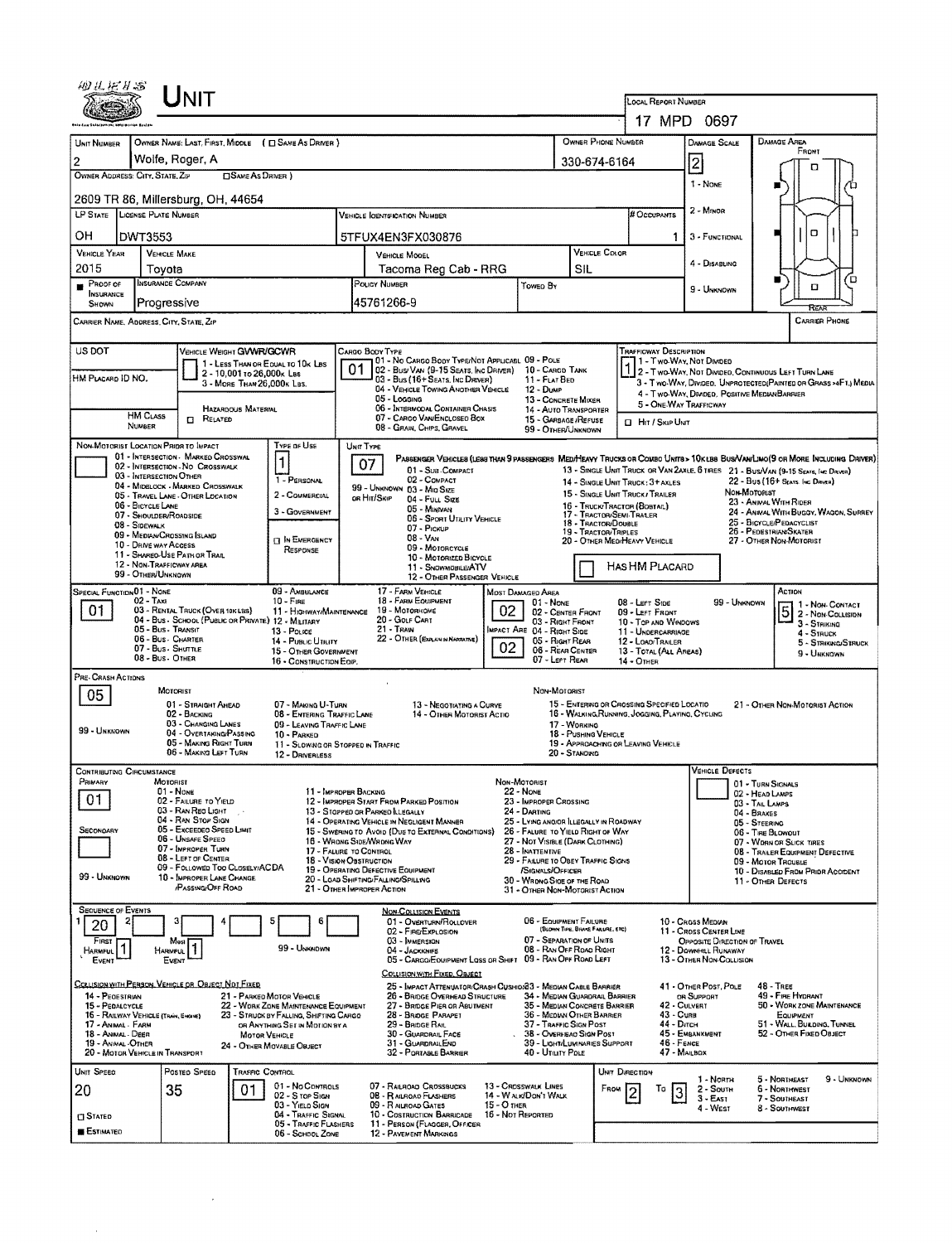# Unit

| | |
|---|---|
| Local Report Number | 17 MPD 0697 |

| Unit Number | Owner Name: Last, First, Middle ( ☐ Same As Driver ) | Owner Phone Number | Damage Scale | Damage Area |
|---|---|---|---|---|
| 2 | Wolfe, Roger, A | 330-674-6164 | 2 | Front |

Owner Address: City, State, Zip ☐ Same As Driver )

2609 TR 86, Millersburg, OH, 44654

Damage Scale: 1 - None, 2 - Minor, 3 - Functional, 4 - Disabling, 9 - Unknown

| LP State | License Plate Number | Vehicle Identification Number | # Occupants |
|---|---|---|---|
| OH | DWT3553 | 5TFUX4EN3FX030876 | 1 |

| Vehicle Year | Vehicle Make | Vehicle Model | Vehicle Color |
|---|---|---|---|
| 2015 | Toyota | Tacoma Reg Cab - RRG | SIL |

| Proof of Insurance Shown | Insurance Company | Policy Number | Towed By |
|---|---|---|---|
| ■ | Progressive | 45761266-9 | |

Carrier Name, Address, City, State, Zip — Carrier Phone

US DOT

Vehicle Weight GVWR/GCWR: 1 - Less Than or Equal to 10k Lbs; 2 - 10,001 to 26,000k Lbs; 3 - More Than 26,000k Lbs.

HM Placard ID No.

HM Class Number — ☐ Hazardous Material Related

Cargo Body Type: **01** — 01 - No Cargo Body Type/Not Applicable; 02 - Bus/Van (9-15 Seats, Inc Driver); 03 - Bus (16+ Seats, Inc Driver); 04 - Vehicle Towing Another Vehicle; 05 - Logging; 06 - Intermodal Container Chassis; 07 - Cargo Van/Enclosed Box; 08 - Grain, Chips, Gravel; 09 - Pole; 10 - Cargo Tank; 11 - Flat Bed; 12 - Dump; 13 - Concrete Mixer; 14 - Auto Transporter; 15 - Garbage/Refuse; 99 - Other/Unknown

Trafficway Description: **1** — 1 - Two-Way, Not Divided; 2 - Two-Way, Not Divided, Continuous Left Turn Lane; 3 - Two-Way, Divided, Unprotected (Painted or Grass >4Ft.) Media; 4 - Two-Way, Divided, Positive Median Barrier; 5 - One-Way Trafficway

☐ Hit / Skip Unit

Non-Motorist Location Prior to Impact: 01 - Intersection - Marked Crosswalk; 02 - Intersection - No Crosswalk; 03 - Intersection Other; 04 - Midblock - Marked Crosswalk; 05 - Travel Lane - Other Location; 06 - Bicycle Lane; 07 - Shoulder/Roadside; 08 - Sidewalk; 09 - Median/Crossing Island; 10 - Drive Way Access; 11 - Shared-Use Path or Trail; 12 - Non-Trafficway Area; 99 - Other/Unknown

Type of Use: **1** — 1 - Personal; 2 - Commercial; 3 - Government; ☐ In Emergency Response

Unit Type: **07** — Passenger Vehicles (less than 9 passengers): 01 - Sub-Compact; 02 - Compact; 99 - Unknown 03 - Mid Size or Hit/Skip; 04 - Full Size; 05 - Minivan; 06 - Sport Utility Vehicle; 07 - Pickup; 08 - Van; 09 - Motorcycle; 10 - Motorized Bicycle; 11 - Snowmobile/ATV; 12 - Other Passenger Vehicle. Med/Heavy Trucks or Combo Units > 10k lbs Bus/Van/Limo (9 or More Including Driver): 13 - Single Unit Truck or Van 2axle, 6 Tires; 14 - Single Unit Truck: 3+ Axles; 15 - Single Unit Truck/Trailer; 16 - Truck/Tractor (Bobtail); 17 - Tractor/Semi-Trailer; 18 - Tractor/Double; 19 - Tractor/Triples; 20 - Other Med/Heavy Vehicle; 21 - Bus/Van (9-15 Seats, Inc Driver); 22 - Bus (16+ Seats, Inc Driver). Non-Motorist: 23 - Animal With Rider; 24 - Animal With Buggy, Wagon, Surrey; 25 - Bicycle/Pedacyclist; 26 - Pedestrian/Skater; 27 - Other Non-Motorist

☐ Has HM Placard

Special Function: **01** — 01 - None; 02 - Taxi; 03 - Rental Truck (Over 10k lbs); 04 - Bus - School (Public or Private); 05 - Bus - Transit; 06 - Bus - Charter; 07 - Bus - Shuttle; 08 - Bus - Other; 09 - Ambulance; 10 - Fire; 11 - Highway/Maintenance; 12 - Military; 13 - Police; 14 - Public Utility; 15 - Other Government; 16 - Construction Eqip.; 17 - Farm Vehicle; 18 - Farm Equipment; 19 - Motorhome; 20 - Golf Cart; 21 - Train; 22 - Other (Explain in Narrative)

Most Damaged Area: **02** — 01 - None; 02 - Center Front; 03 - Right Front; 04 - Right Side; 05 - Right Rear; 06 - Rear Center; 07 - Left Rear; 08 - Left Side; 09 - Left Front; 10 - Top and Windows; 11 - Undercarriage; 12 - Load/Trailer; 13 - Total (All Areas); 14 - Other; 99 - Unknown

Impact Are: **02**

Action: **5** — 1 - Non-Contact; 2 - Non-Collision; 3 - Striking; 4 - Struck; 5 - Striking/Struck; 9 - Unknown

Pre-Crash Actions: **05**

Motorist: 01 - Straight Ahead; 02 - Backing; 03 - Changing Lanes; 04 - Overtaking/Passing; 05 - Making Right Turn; 06 - Making Left Turn; 07 - Making U-Turn; 08 - Entering Traffic Lane; 09 - Leaving Traffic Lane; 10 - Parked; 11 - Slowing or Stopped in Traffic; 12 - Driverless; 13 - Negotiating a Curve; 14 - Other Motorist Actio; 99 - Unknown

Non-Motorist: 15 - Entering or Crossing Specified Locatio; 16 - Walking, Running, Jogging, Playing, Cycling; 17 - Working; 18 - Pushing Vehicle; 19 - Approaching or Leaving Vehicle; 20 - Standing; 21 - Other Non-Motorist Action

Contributing Circumstance — Primary: **01**; Secondary: (blank)

Motorist: 01 - None; 02 - Failure to Yield; 03 - Ran Red Light; 04 - Ran Stop Sign; 05 - Exceeded Speed Limit; 06 - Unsafe Speed; 07 - Improper Turn; 08 - Left of Center; 09 - Followed Too Closely/ACDA; 10 - Improper Lane Change /Passing/Off Road; 11 - Improper Backing; 12 - Improper Start From Parked Position; 13 - Stopped or Parked Illegally; 14 - Operating Vehicle in Negligent Manner; 15 - Swering to Avoid (Due to External Conditions); 16 - Wrong Side/Wrong Way; 17 - Failure to Control; 18 - Vision Obstruction; 19 - Operating Defective Equipment; 20 - Load Shifting/Falling/Spilling; 21 - Other Improper Action; 99 - Unknown

Non-Motorist: 22 - None; 23 - Improper Crossing; 24 - Darting; 25 - Lying and/or Illegally in Roadway; 26 - Failure to Yield Right of Way; 27 - Not Visible (Dark Clothing); 28 - Inattentive; 29 - Failure to Obey Traffic Signs /Signals/Officer; 30 - Wrong Side of the Road; 31 - Other Non-Motorist Action

Vehicle Defects: 01 - Turn Signals; 02 - Head Lamps; 03 - Tail Lamps; 04 - Brakes; 05 - Steering; 06 - Tire Blowout; 07 - Worn or Slick Tires; 08 - Trailer Equipment Defective; 09 - Motor Trouble; 10 - Disabled From Prior Accident; 11 - Other Defects

Sequence of Events: 1: **20**; 2; 3; 4; 5; 6

First Harmful Event: **1**; Most Harmful Event: **1**; 99 - Unknown

Non-Collision Events: 01 - Overturn/Rollover; 02 - Fire/Explosion; 03 - Immersion; 04 - Jackknife; 05 - Cargo/Equipment Loss or Shift; 06 - Equipment Failure (Blown Tire, Brake Failure, etc); 07 - Separation of Units; 08 - Ran Off Road Right; 09 - Ran Off Road Left; 10 - Cross Median; 11 - Cross Center Line Opposite Direction of Travel; 12 - Downhill Runaway; 13 - Other Non-Collision

Collision with Person, Vehicle or Object Not Fixed: 14 - Pedestrian; 15 - Pedalcycle; 16 - Railway Vehicle (Train, Engine); 17 - Animal - Farm; 18 - Animal - Deer; 19 - Animal - Other; 20 - Motor Vehicle in Transport; 21 - Parked Motor Vehicle; 22 - Work Zone Maintenance Equipment; 23 - Struck by Falling, Shifting Cargo or Anything Set in Motion by a Motor Vehicle; 24 - Other Movable Object

Collision with Fixed, Object: 25 - Impact Attenuator/Crash Cushion; 26 - Bridge Overhead Structure; 27 - Bridge Pier or Abutment; 28 - Bridge Parapet; 29 - Bridge Rail; 30 - Guardrail Face; 31 - Guardrail End; 32 - Portable Barrier; 33 - Median Cable Barrier; 34 - Median Guardrail Barrier; 35 - Median Concrete Barrier; 36 - Median Other Barrier; 37 - Traffic Sign Post; 38 - Overhead Sign Post; 39 - Light/Luminaries Support; 40 - Utility Pole; 41 - Other Post, Pole or Support; 42 - Culvert; 43 - Curb; 44 - Ditch; 45 - Embankment; 46 - Fence; 47 - Mailbox; 48 - Tree; 49 - Fire Hydrant; 50 - Work Zone Maintenance Equipment; 51 - Wall, Building, Tunnel; 52 - Other Fixed Object

| Unit Speed | Posted Speed | Traffic Control | Unit Direction |
|---|---|---|---|
| 20 | 35 | 01 | From 2 To 3 |

☐ Stated  ■ Estimated

Traffic Control: 01 - No Controls; 02 - Stop Sign; 03 - Yield Sign; 04 - Traffic Signal; 05 - Traffic Flashers; 06 - School Zone; 07 - Railroad Crossbucks; 08 - Railroad Flashers; 09 - Railroad Gates; 10 - Construction Barricade; 11 - Person (Flagger, Officer; 12 - Pavement Markings; 13 - Crosswalk Lines; 14 - Walk/Don't Walk; 15 - Other; 16 - Not Reported

Unit Direction: 1 - North; 2 - South; 3 - East; 4 - West; 5 - Northeast; 6 - Northwest; 7 - Southeast; 8 - Southwest; 9 - Unknown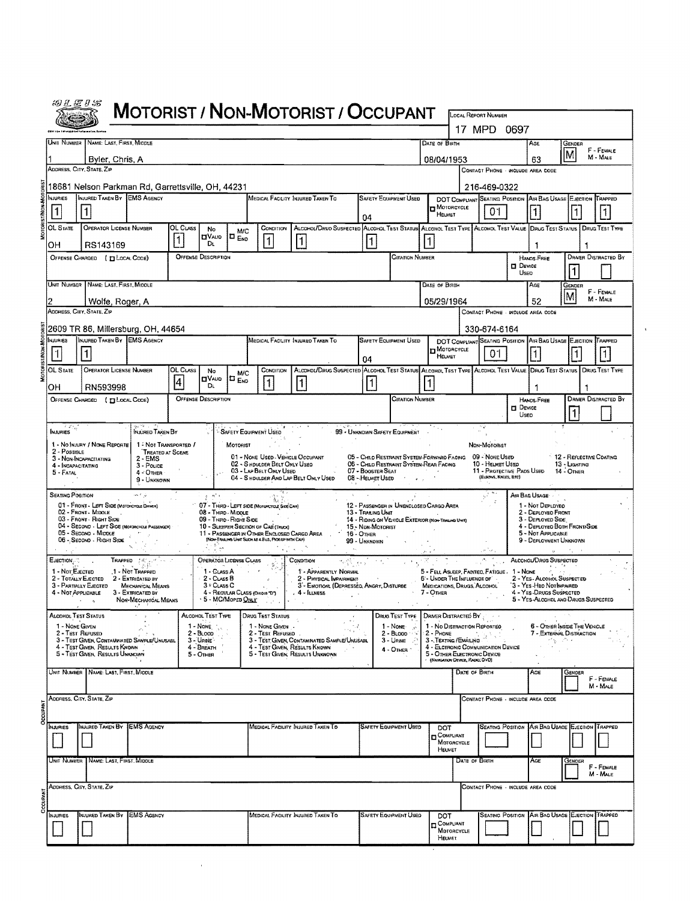# MOTORIST / NON-MOTORIST / OCCUPANT

**Local Report Number:** 17 MPD 0697

## Motorist/Non-Motorist

| Unit Number | Name: Last, First, Middle | Date of Birth | Age | Gender |
|---|---|---|---|---|
| 1 | Byler, Chris, A | 08/04/1953 | 63 | M |

| Address, City, State, Zip | Contact Phone - Include Area Code |
|---|---|
| 18681 Nelson Parkman Rd, Garrettsville, OH, 44231 | 216-469-0322 |

| Injuries | Injured Taken By | EMS Agency | Medical Facility Injured Taken To | Safety Equipment Used | DOT Compliant Motorcycle Helmet | Seating Position | Air Bag Usage | Ejection | Trapped |
|---|---|---|---|---|---|---|---|---|---|
| 1 | 1 | | | 04 | | 01 | 1 | 1 | 1 |

| OL State | Operator License Number | OL Class | No Valid DL | M/C End | Condition | Alcohol/Drug Suspected | Alcohol Test Status | Alcohol Test Type | Alcohol Test Value | Drug Test Status | Drug Test Type |
|---|---|---|---|---|---|---|---|---|---|---|---|
| OH | RS143169 | 1 | | | 1 | 1 | 1 | 1 | | 1 | 1 |

| Offense Charged (Local Code) | Offense Description | Citation Number | Hands-Free Device Used | Driver Distracted By |
|---|---|---|---|---|
| | | | | 1 |

| Unit Number | Name: Last, First, Middle | Date of Birth | Age | Gender |
|---|---|---|---|---|
| 2 | Wolfe, Roger, A | 05/29/1964 | 52 | M |

| Address, City, State, Zip | Contact Phone - Include Area Code |
|---|---|
| 2609 TR 86, Millersburg, OH, 44654 | 330-674-6164 |

| Injuries | Injured Taken By | EMS Agency | Medical Facility Injured Taken To | Safety Equipment Used | DOT Compliant Motorcycle Helmet | Seating Position | Air Bag Usage | Ejection | Trapped |
|---|---|---|---|---|---|---|---|---|---|
| 1 | 1 | | | 04 | | 01 | 1 | 1 | 1 |

| OL State | Operator License Number | OL Class | No Valid DL | M/C End | Condition | Alcohol/Drug Suspected | Alcohol Test Status | Alcohol Test Type | Alcohol Test Value | Drug Test Status | Drug Test Type |
|---|---|---|---|---|---|---|---|---|---|---|---|
| OH | RN593998 | 4 | | | 1 | 1 | 1 | 1 | | 1 | 1 |

| Offense Charged (Local Code) | Offense Description | Citation Number | Hands-Free Device Used | Driver Distracted By |
|---|---|---|---|---|
| | | | | 1 |

## Codes

**Injuries:** 1 - No Injury / None Reported; 2 - Possible; 3 - Non-Incapacitating; 4 - Incapacitating; 5 - Fatal

**Injured Taken By:** 1 - Not Transported / Treated at Scene; 2 - EMS; 3 - Police; 4 - Other; 9 - Unknown

**Safety Equipment Used:** 99 - Unknown Safety Equipment

Motorist: 01 - None Used - Vehicle Occupant; 02 - Shoulder Belt Only Used; 03 - Lap Belt Only Used; 04 - Shoulder and Lap Belt Only Used; 05 - Child Restraint System-Forward Facing; 06 - Child Restraint System-Rear Facing; 07 - Booster Seat; 08 - Helmet Used

Non-Motorist: 09 - None Used; 10 - Helmet Used; 11 - Protective Pads Used (Elbows, Knees, Etc); 12 - Reflective Coating; 13 - Lighting; 14 - Other

**Seating Position:** 01 - Front - Left Side (Motorcycle Driver); 02 - Front - Middle; 03 - Front - Right Side; 04 - Second - Left Side (Motorcycle Passenger); 05 - Second - Middle; 06 - Second - Right Side; 07 - Third - Left Side (Motorcycle Side Car); 08 - Third - Middle; 09 - Third - Right Side; 10 - Sleeper Section of Cab (Truck); 11 - Passenger in Other Enclosed Cargo Area (Non-Trailing Unit Such as a Bus, Pick-up with Cap); 12 - Passenger in Unenclosed Cargo Area; 13 - Trailing Unit; 14 - Riding on Vehicle Exterior (Non-Trailing Unit); 15 - Non-Motorist; 16 - Other; 99 - Unknown

**Air Bag Usage:** 1 - Not Deployed; 2 - Deployed Front; 3 - Deployed Side; 4 - Deployed Both Front/Side; 5 - Not Applicable; 9 - Deployment Unknown

**Ejection:** 1 - Not Ejected; 2 - Totally Ejected; 3 - Partially Ejected; 4 - Not Applicable

**Trapped:** 1 - Not Trapped; 2 - Extricated by Mechanical Means; 3 - Extricated by Non-Mechanical Means

**Operator License Class:** 1 - Class A; 2 - Class B; 3 - Class C; 4 - Regular Class (Ohio is "D"); 5 - MC/Moped Only

**Condition:** 1 - Apparently Normal; 2 - Physical Impairment; 3 - Emotionl (Depressed, Angry, Disturbe; 4 - Illness; 5 - Fell Asleep, Fainted, Fatigue; 6 - Under The Influence of Medications, Drugs, Alcohol; 7 - Other

**Alcohol/Drug Suspected:** 1 - None; 2 - Yes - Alcohol Suspected; 3 - Yes - Hbd Not Impaired; 4 - Yes - Drugs Suspected; 5 - Yes - Alcohol and Drugs Suspected

**Alcohol Test Status:** 1 - None Given; 2 - Test Refused; 3 - Test Given, Contaminated Sample/Unusabl; 4 - Test Given, Results Known; 5 - Test Given, Results Unknown

**Alcohol Test Type:** 1 - None; 2 - Blood; 3 - Urine; 4 - Breath; 5 - Other

**Drug Test Status:** 1 - None Given; 2 - Test Refused; 3 - Test Given, Contaminated Sample/Unusabl; 4 - Test Given, Results Known; 5 - Test Given, Results Unknown

**Drug Test Type:** 1 - None; 2 - Blood; 3 - Urine; 4 - Other

**Driver Distracted By:** 1 - No Distraction Reported; 2 - Phone; 3 - Texting / Emailing; 4 - Electronic Communication Device; 5 - Other Electronic Device (Navigation Device, Radio, DVD); 6 - Other Inside The Vehicle; 7 - External Distraction

## Occupant

| Unit Number | Name: Last, First, Middle | Date of Birth | Age | Gender |
|---|---|---|---|---|
| | | | | |

| Address, City, State, Zip | Contact Phone - Include Area Code |
|---|---|
| | |

| Injuries | Injured Taken By | EMS Agency | Medical Facility Injured Taken To | Safety Equipment Used | DOT Compliant Motorcycle Helmet | Seating Position | Air Bag Usage | Ejection | Trapped |
|---|---|---|---|---|---|---|---|---|---|
| | | | | | | | | | |

| Unit Number | Name: Last, First, Middle | Date of Birth | Age | Gender |
|---|---|---|---|---|
| | | | | |

| Address, City, State, Zip | Contact Phone - Include Area Code |
|---|---|
| | |

| Injuries | Injured Taken By | EMS Agency | Medical Facility Injured Taken To | Safety Equipment Used | DOT Compliant Motorcycle Helmet | Seating Position | Air Bag Usage | Ejection | Trapped |
|---|---|---|---|---|---|---|---|---|---|
| | | | | | | | | | |